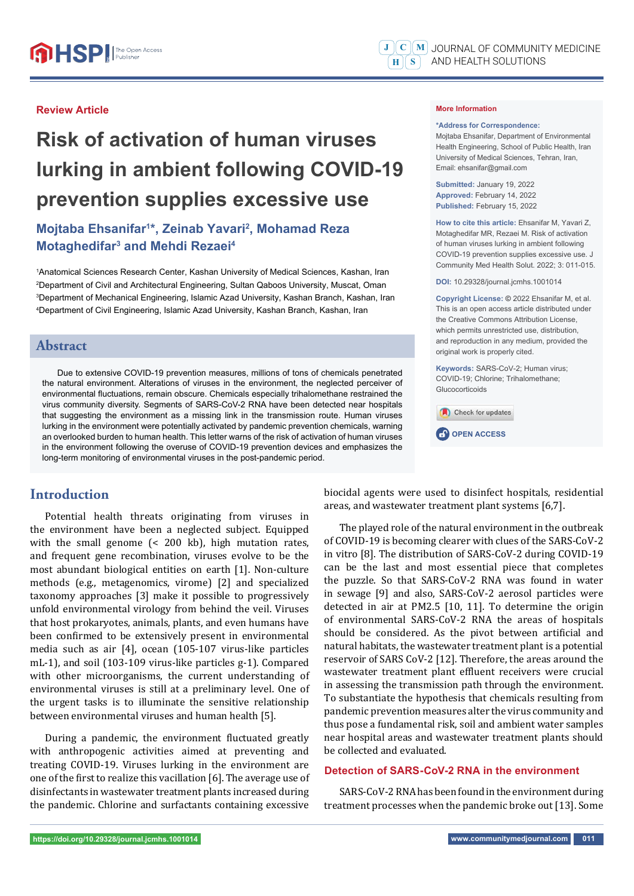Review Article

# Risk of activation of human viruses lurking in ambient following COVID-19 prevention supplies excessive use

**Mojtaba Ehsanifar[1]*, Zeinab Yavari[2], Mohamad Reza Motaghedifar[3] and Mehdi Rezaei[4]**

[1]Anatomical Sciences Research Center, Kashan University of Medical Sciences, Kashan, Iran
[2]Department of Civil and Architectural Engineering, Sultan Qaboos University, Muscat, Oman
[3]Department of Mechanical Engineering, Islamic Azad University, Kashan Branch, Kashan, Iran
[4]Department of Civil Engineering, Islamic Azad University, Kashan Branch, Kashan, Iran

**More Information**

***Address for Correspondence:** Mojtaba Ehsanifar, Department of Environmental Health Engineering, School of Public Health, Iran University of Medical Sciences, Tehran, Iran, Email: ehsanifar@gmail.com

**Submitted:** January 19, 2022
**Approved:** February 14, 2022
**Published:** February 15, 2022

**How to cite this article:** Ehsanifar M, Yavari Z, Motaghedifar MR, Rezaei M. Risk of activation of human viruses lurking in ambient following COVID-19 prevention supplies excessive use. J Community Med Health Solut. 2022; 3: 011-015.

**DOI:** 10.29328/journal.jcmhs.1001014

**Copyright License:** © 2022 Ehsanifar M, et al. This is an open access article distributed under the Creative Commons Attribution License, which permits unrestricted use, distribution, and reproduction in any medium, provided the original work is properly cited.

**Keywords:** SARS-CoV-2; Human virus; COVID-19; Chlorine; Trihalomethane; Glucocorticoids

OPEN ACCESS

## Abstract

Due to extensive COVID-19 prevention measures, millions of tons of chemicals penetrated the natural environment. Alterations of viruses in the environment, the neglected perceiver of environmental fluctuations, remain obscure. Chemicals especially trihalomethane restrained the virus community diversity. Segments of SARS-CoV-2 RNA have been detected near hospitals that suggesting the environment as a missing link in the transmission route. Human viruses lurking in the environment were potentially activated by pandemic prevention chemicals, warning an overlooked burden to human health. This letter warns of the risk of activation of human viruses in the environment following the overuse of COVID-19 prevention devices and emphasizes the long-term monitoring of environmental viruses in the post-pandemic period.

## Introduction

Potential health threats originating from viruses in the environment have been a neglected subject. Equipped with the small genome (< 200 kb), high mutation rates, and frequent gene recombination, viruses evolve to be the most abundant biological entities on earth [1]. Non-culture methods (e.g., metagenomics, virome) [2] and specialized taxonomy approaches [3] make it possible to progressively unfold environmental virology from behind the veil. Viruses that host prokaryotes, animals, plants, and even humans have been confirmed to be extensively present in environmental media such as air [4], ocean (105-107 virus-like particles mL-1), and soil (103-109 virus-like particles g-1). Compared with other microorganisms, the current understanding of environmental viruses is still at a preliminary level. One of the urgent tasks is to illuminate the sensitive relationship between environmental viruses and human health [5].

During a pandemic, the environment fluctuated greatly with anthropogenic activities aimed at preventing and treating COVID-19. Viruses lurking in the environment are one of the first to realize this vacillation [6]. The average use of disinfectants in wastewater treatment plants increased during the pandemic. Chlorine and surfactants containing excessive biocidal agents were used to disinfect hospitals, residential areas, and wastewater treatment plant systems [6,7].

The played role of the natural environment in the outbreak of COVID-19 is becoming clearer with clues of the SARS-CoV-2 in vitro [8]. The distribution of SARS-CoV-2 during COVID-19 can be the last and most essential piece that completes the puzzle. So that SARS-CoV-2 RNA was found in water in sewage [9] and also, SARS-CoV-2 aerosol particles were detected in air at PM2.5 [10, 11]. To determine the origin of environmental SARS-CoV-2 RNA the areas of hospitals should be considered. As the pivot between artificial and natural habitats, the wastewater treatment plant is a potential reservoir of SARS CoV-2 [12]. Therefore, the areas around the wastewater treatment plant effluent receivers were crucial in assessing the transmission path through the environment. To substantiate the hypothesis that chemicals resulting from pandemic prevention measures alter the virus community and thus pose a fundamental risk, soil and ambient water samples near hospital areas and wastewater treatment plants should be collected and evaluated.

### Detection of SARS-CoV-2 RNA in the environment

SARS-CoV-2 RNA has been found in the environment during treatment processes when the pandemic broke out [13]. Some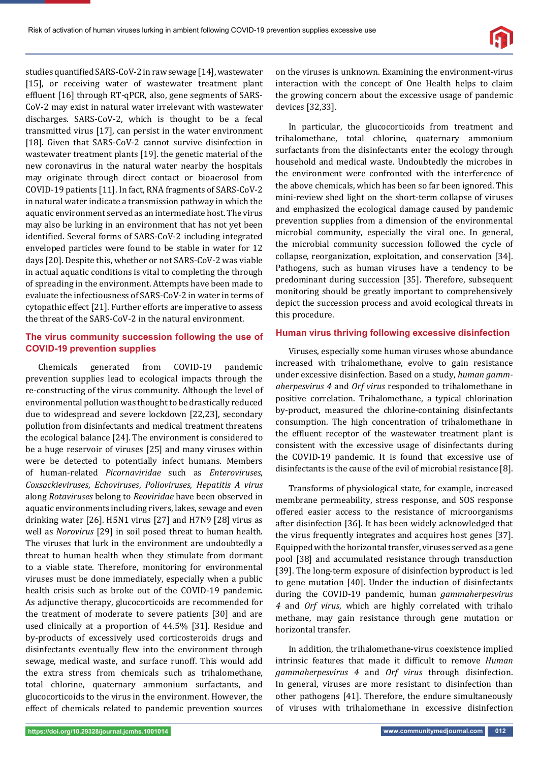studies quantified SARS-CoV-2 in raw sewage [14], wastewater [15], or receiving water of wastewater treatment plant effluent [16] through RT-qPCR, also, gene segments of SARS-CoV-2 may exist in natural water irrelevant with wastewater discharges. SARS-CoV-2, which is thought to be a fecal transmitted virus [17], can persist in the water environment [18]. Given that SARS-CoV-2 cannot survive disinfection in wastewater treatment plants [19]. the genetic material of the new coronavirus in the natural water nearby the hospitals may originate through direct contact or bioaerosol from COVID-19 patients [11]. In fact, RNA fragments of SARS-CoV-2 in natural water indicate a transmission pathway in which the aquatic environment served as an intermediate host. The virus may also be lurking in an environment that has not yet been identified. Several forms of SARS-CoV-2 including integrated enveloped particles were found to be stable in water for 12 days [20]. Despite this, whether or not SARS-CoV-2 was viable in actual aquatic conditions is vital to completing the through of spreading in the environment. Attempts have been made to evaluate the infectiousness of SARS-CoV-2 in water in terms of cytopathic effect [21]. Further efforts are imperative to assess the threat of the SARS-CoV-2 in the natural environment.

## The virus community succession following the use of COVID-19 prevention supplies

Chemicals generated from COVID-19 pandemic prevention supplies lead to ecological impacts through the re-constructing of the virus community. Although the level of environmental pollution was thought to be drastically reduced due to widespread and severe lockdown [22,23], secondary pollution from disinfectants and medical treatment threatens the ecological balance [24]. The environment is considered to be a huge reservoir of viruses [25] and many viruses within were be detected to potentially infect humans. Members of human-related *Picornaviridae* such as *Enteroviruses*, *Coxsackieviruses*, *Echoviruses*, *Polioviruses*, *Hepatitis A virus* along *Rotaviruses* belong to *Reoviridae* have been observed in aquatic environments including rivers, lakes, sewage and even drinking water [26]. H5N1 virus [27] and H7N9 [28] virus as well as *Norovirus* [29] in soil posed threat to human health. The viruses that lurk in the environment are undoubtedly a threat to human health when they stimulate from dormant to a viable state. Therefore, monitoring for environmental viruses must be done immediately, especially when a public health crisis such as broke out of the COVID-19 pandemic. As adjunctive therapy, glucocorticoids are recommended for the treatment of moderate to severe patients [30] and are used clinically at a proportion of 44.5% [31]. Residue and by-products of excessively used corticosteroids drugs and disinfectants eventually flew into the environment through sewage, medical waste, and surface runoff. This would add the extra stress from chemicals such as trihalomethane, total chlorine, quaternary ammonium surfactants, and glucocorticoids to the virus in the environment. However, the effect of chemicals related to pandemic prevention sources on the viruses is unknown. Examining the environment-virus interaction with the concept of One Health helps to claim the growing concern about the excessive usage of pandemic devices [32,33].

In particular, the glucocorticoids from treatment and trihalomethane, total chlorine, quaternary ammonium surfactants from the disinfectants enter the ecology through household and medical waste. Undoubtedly the microbes in the environment were confronted with the interference of the above chemicals, which has been so far been ignored. This mini-review shed light on the short-term collapse of viruses and emphasized the ecological damage caused by pandemic prevention supplies from a dimension of the environmental microbial community, especially the viral one. In general, the microbial community succession followed the cycle of collapse, reorganization, exploitation, and conservation [34]. Pathogens, such as human viruses have a tendency to be predominant during succession [35]. Therefore, subsequent monitoring should be greatly important to comprehensively depict the succession process and avoid ecological threats in this procedure.

## Human virus thriving following excessive disinfection

Viruses, especially some human viruses whose abundance increased with trihalomethane, evolve to gain resistance under excessive disinfection. Based on a study, *human gammaherpesvirus 4* and *Orf virus* responded to trihalomethane in positive correlation. Trihalomethane, a typical chlorination by-product, measured the chlorine-containing disinfectants consumption. The high concentration of trihalomethane in the effluent receptor of the wastewater treatment plant is consistent with the excessive usage of disinfectants during the COVID-19 pandemic. It is found that excessive use of disinfectants is the cause of the evil of microbial resistance [8].

Transforms of physiological state, for example, increased membrane permeability, stress response, and SOS response offered easier access to the resistance of microorganisms after disinfection [36]. It has been widely acknowledged that the virus frequently integrates and acquires host genes [37]. Equipped with the horizontal transfer, viruses served as a gene pool [38] and accumulated resistance through transduction [39]. The long-term exposure of disinfection byproduct is led to gene mutation [40]. Under the induction of disinfectants during the COVID-19 pandemic, human *gammaherpesvirus 4* and *Orf virus*, which are highly correlated with trihalo methane, may gain resistance through gene mutation or horizontal transfer.

In addition, the trihalomethane-virus coexistence implied intrinsic features that made it difficult to remove *Human gammaherpesvirus 4* and *Orf virus* through disinfection. In general, viruses are more resistant to disinfection than other pathogens [41]. Therefore, the endure simultaneously of viruses with trihalomethane in excessive disinfection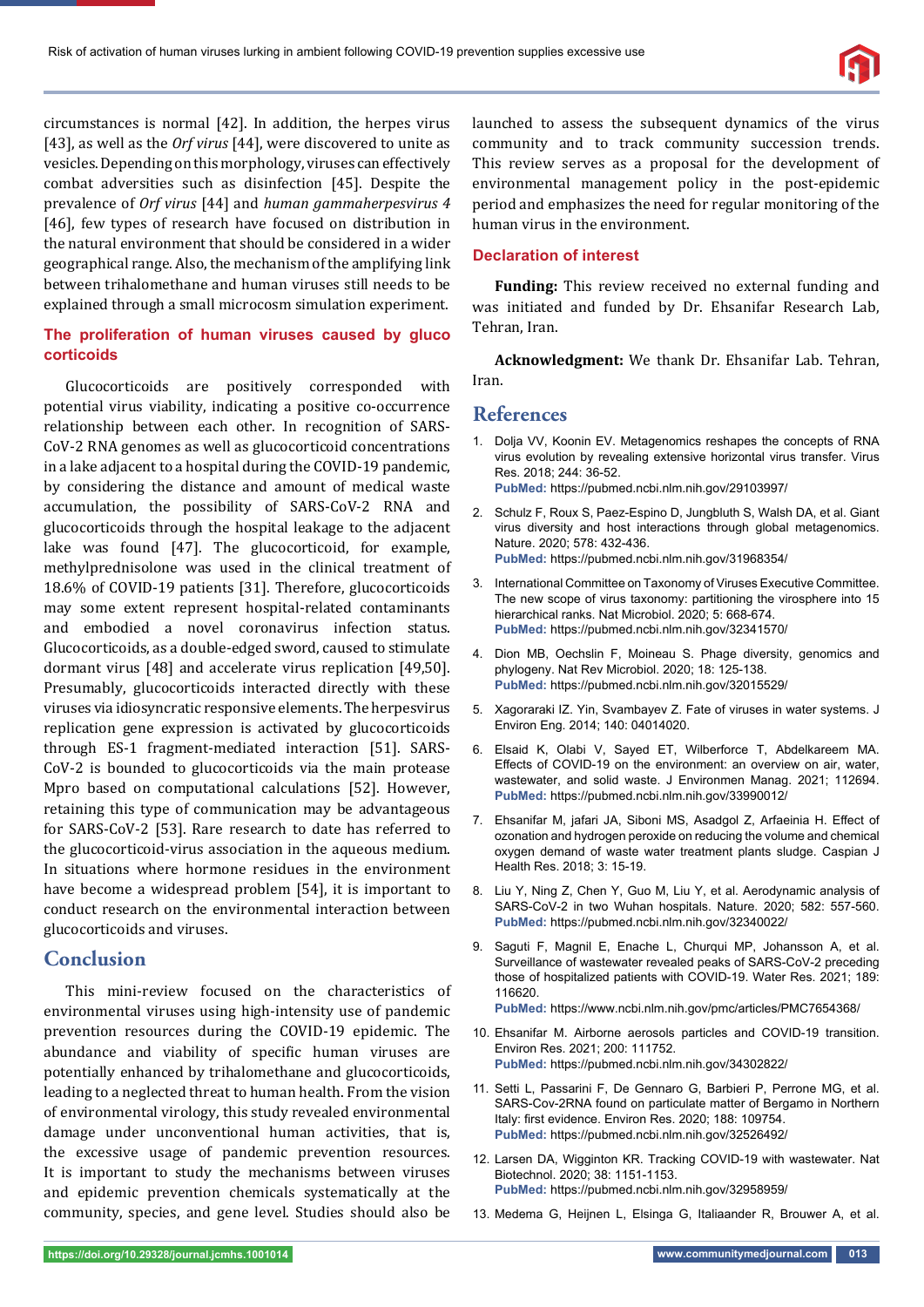circumstances is normal [42]. In addition, the herpes virus [43], as well as the *Orf virus* [44], were discovered to unite as vesicles. Depending on this morphology, viruses can effectively combat adversities such as disinfection [45]. Despite the prevalence of *Orf virus* [44] and *human gammaherpesvirus 4* [46], few types of research have focused on distribution in the natural environment that should be considered in a wider geographical range. Also, the mechanism of the amplifying link between trihalomethane and human viruses still needs to be explained through a small microcosm simulation experiment.

### The proliferation of human viruses caused by gluco corticoids

Glucocorticoids are positively corresponded with potential virus viability, indicating a positive co-occurrence relationship between each other. In recognition of SARS-CoV-2 RNA genomes as well as glucocorticoid concentrations in a lake adjacent to a hospital during the COVID-19 pandemic, by considering the distance and amount of medical waste accumulation, the possibility of SARS-CoV-2 RNA and glucocorticoids through the hospital leakage to the adjacent lake was found [47]. The glucocorticoid, for example, methylprednisolone was used in the clinical treatment of 18.6% of COVID-19 patients [31]. Therefore, glucocorticoids may some extent represent hospital-related contaminants and embodied a novel coronavirus infection status. Glucocorticoids, as a double-edged sword, caused to stimulate dormant virus [48] and accelerate virus replication [49,50]. Presumably, glucocorticoids interacted directly with these viruses via idiosyncratic responsive elements. The herpesvirus replication gene expression is activated by glucocorticoids through ES-1 fragment-mediated interaction [51]. SARS-CoV-2 is bounded to glucocorticoids via the main protease Mpro based on computational calculations [52]. However, retaining this type of communication may be advantageous for SARS-CoV-2 [53]. Rare research to date has referred to the glucocorticoid-virus association in the aqueous medium. In situations where hormone residues in the environment have become a widespread problem [54], it is important to conduct research on the environmental interaction between glucocorticoids and viruses.

## Conclusion

This mini-review focused on the characteristics of environmental viruses using high-intensity use of pandemic prevention resources during the COVID-19 epidemic. The abundance and viability of specific human viruses are potentially enhanced by trihalomethane and glucocorticoids, leading to a neglected threat to human health. From the vision of environmental virology, this study revealed environmental damage under unconventional human activities, that is, the excessive usage of pandemic prevention resources. It is important to study the mechanisms between viruses and epidemic prevention chemicals systematically at the community, species, and gene level. Studies should also be launched to assess the subsequent dynamics of the virus community and to track community succession trends. This review serves as a proposal for the development of environmental management policy in the post-epidemic period and emphasizes the need for regular monitoring of the human virus in the environment.

### Declaration of interest

**Funding:** This review received no external funding and was initiated and funded by Dr. Ehsanifar Research Lab, Tehran, Iran.

**Acknowledgment:** We thank Dr. Ehsanifar Lab. Tehran, Iran.

## References

1. Dolja VV, Koonin EV. Metagenomics reshapes the concepts of RNA virus evolution by revealing extensive horizontal virus transfer. Virus Res. 2018; 244: 36-52.
**PubMed:** https://pubmed.ncbi.nlm.nih.gov/29103997/

2. Schulz F, Roux S, Paez-Espino D, Jungbluth S, Walsh DA, et al. Giant virus diversity and host interactions through global metagenomics. Nature. 2020; 578: 432-436.
**PubMed:** https://pubmed.ncbi.nlm.nih.gov/31968354/

3. International Committee on Taxonomy of Viruses Executive Committee. The new scope of virus taxonomy: partitioning the virosphere into 15 hierarchical ranks. Nat Microbiol. 2020; 5: 668-674.
**PubMed:** https://pubmed.ncbi.nlm.nih.gov/32341570/

4. Dion MB, Oechslin F, Moineau S. Phage diversity, genomics and phylogeny. Nat Rev Microbiol. 2020; 18: 125-138.
**PubMed:** https://pubmed.ncbi.nlm.nih.gov/32015529/

5. Xagoraraki IZ. Yin, Svambayev Z. Fate of viruses in water systems. J Environ Eng. 2014; 140: 04014020.

6. Elsaid K, Olabi V, Sayed ET, Wilberforce T, Abdelkareem MA. Effects of COVID-19 on the environment: an overview on air, water, wastewater, and solid waste. J Environmen Manag. 2021; 112694.
**PubMed:** https://pubmed.ncbi.nlm.nih.gov/33990012/

7. Ehsanifar M, jafari JA, Siboni MS, Asadgol Z, Arfaeinia H. Effect of ozonation and hydrogen peroxide on reducing the volume and chemical oxygen demand of waste water treatment plants sludge. Caspian J Health Res. 2018; 3: 15-19.

8. Liu Y, Ning Z, Chen Y, Guo M, Liu Y, et al. Aerodynamic analysis of SARS-CoV-2 in two Wuhan hospitals. Nature. 2020; 582: 557-560.
**PubMed:** https://pubmed.ncbi.nlm.nih.gov/32340022/

9. Saguti F, Magnil E, Enache L, Churqui MP, Johansson A, et al. Surveillance of wastewater revealed peaks of SARS-CoV-2 preceding those of hospitalized patients with COVID-19. Water Res. 2021; 189: 116620.
**PubMed:** https://www.ncbi.nlm.nih.gov/pmc/articles/PMC7654368/

10. Ehsanifar M. Airborne aerosols particles and COVID-19 transition. Environ Res. 2021; 200: 111752.
**PubMed:** https://pubmed.ncbi.nlm.nih.gov/34302822/

11. Setti L, Passarini F, De Gennaro G, Barbieri P, Perrone MG, et al. SARS-Cov-2RNA found on particulate matter of Bergamo in Northern Italy: first evidence. Environ Res. 2020; 188: 109754.
**PubMed:** https://pubmed.ncbi.nlm.nih.gov/32526492/

12. Larsen DA, Wigginton KR. Tracking COVID-19 with wastewater. Nat Biotechnol. 2020; 38: 1151-1153.
**PubMed:** https://pubmed.ncbi.nlm.nih.gov/32958959/

13. Medema G, Heijnen L, Elsinga G, Italiaander R, Brouwer A, et al.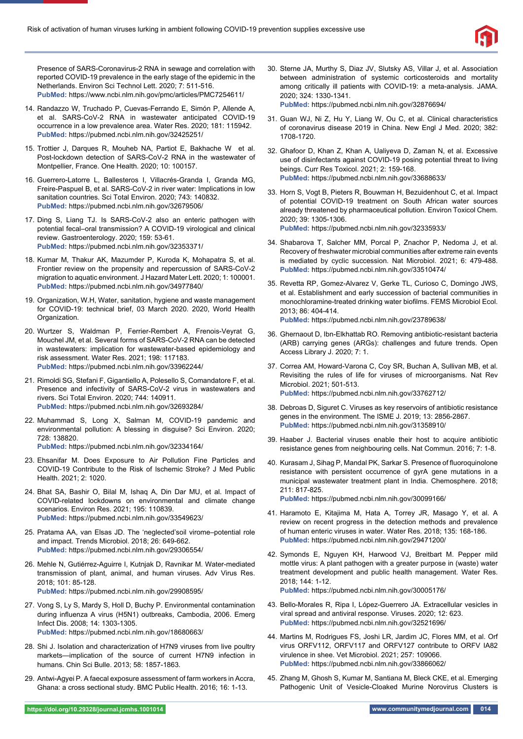Presence of SARS-Coronavirus-2 RNA in sewage and correlation with reported COVID-19 prevalence in the early stage of the epidemic in the Netherlands. Environ Sci Technol Lett. 2020; 7: 511-516.
**PubMed:** https://www.ncbi.nlm.nih.gov/pmc/articles/PMC7254611/

14. Randazzo W, Truchado P, Cuevas-Ferrando E, Simón P, Allende A, et al. SARS-CoV-2 RNA in wastewater anticipated COVID-19 occurrence in a low prevalence area. Water Res. 2020; 181: 115942.
**PubMed:** https://pubmed.ncbi.nlm.nih.gov/32425251/

15. Trottier J, Darques R, Mouheb NA, Partiot E, Bakhache W et al. Post-lockdown detection of SARS-CoV-2 RNA in the wastewater of Montpellier, France. One Health. 2020; 10: 100157.

16. Guerrero-Latorre L, Ballesteros I, Villacrés-Granda I, Granda MG, Freire-Paspuel B, et al. SARS-CoV-2 in river water: Implications in low sanitation countries. Sci Total Environ. 2020; 743: 140832.
**PubMed:** https://pubmed.ncbi.nlm.nih.gov/32679506/

17. Ding S, Liang TJ. Is SARS-CoV-2 also an enteric pathogen with potential fecal–oral transmission? A COVID-19 virological and clinical review. Gastroenterology. 2020; 159: 53-61.
**PubMed:** https://pubmed.ncbi.nlm.nih.gov/32353371/

18. Kumar M, Thakur AK, Mazumder P, Kuroda K, Mohapatra S, et al. Frontier review on the propensity and repercussion of SARS-CoV-2 migration to aquatic environment. J Hazard Mater Lett. 2020; 1: 100001.
**PubMed:** https://pubmed.ncbi.nlm.nih.gov/34977840/

19. Organization, W.H, Water, sanitation, hygiene and waste management for COVID-19: technical brief, 03 March 2020. 2020, World Health Organization.

20. Wurtzer S, Waldman P, Ferrier-Rembert A, Frenois-Veyrat G, Mouchel JM, et al. Several forms of SARS-CoV-2 RNA can be detected in wastewaters: implication for wastewater-based epidemiology and risk assessment. Water Res. 2021; 198: 117183.
**PubMed:** https://pubmed.ncbi.nlm.nih.gov/33962244/

21. Rimoldi SG, Stefani F, Gigantiello A, Polesello S, Comandatore F, et al. Presence and infectivity of SARS-CoV-2 virus in wastewaters and rivers. Sci Total Environ. 2020; 744: 140911.
**PubMed:** https://pubmed.ncbi.nlm.nih.gov/32693284/

22. Muhammad S, Long X, Salman M, COVID-19 pandemic and environmental pollution: A blessing in disguise? Sci Environ. 2020; 728: 138820.
**PubMed:** https://pubmed.ncbi.nlm.nih.gov/32334164/

23. Ehsanifar M. Does Exposure to Air Pollution Fine Particles and COVID-19 Contribute to the Risk of Ischemic Stroke? J Med Public Health. 2021; 2: 1020.

24. Bhat SA, Bashir O, Bilal M, Ishaq A, Din Dar MU, et al. Impact of COVID-related lockdowns on environmental and climate change scenarios. Environ Res. 2021; 195: 110839.
**PubMed:** https://pubmed.ncbi.nlm.nih.gov/33549623/

25. Pratama AA, van Elsas JD. The 'neglected'soil virome–potential role and impact. Trends Microbiol. 2018; 26: 649-662.
**PubMed:** https://pubmed.ncbi.nlm.nih.gov/29306554/

26. Mehle N, Gutiérrez-Aguirre I, Kutnjak D, Ravnikar M. Water-mediated transmission of plant, animal, and human viruses. Adv Virus Res. 2018; 101: 85-128.
**PubMed:** https://pubmed.ncbi.nlm.nih.gov/29908595/

27. Vong S, Ly S, Mardy S, Holl D, Buchy P. Environmental contamination during influenza A virus (H5N1) outbreaks, Cambodia, 2006. Emerg Infect Dis. 2008; 14: 1303-1305.
**PubMed:** https://pubmed.ncbi.nlm.nih.gov/18680663/

28. Shi J. Isolation and characterization of H7N9 viruses from live poultry markets—implication of the source of current H7N9 infection in humans. Chin Sci Bulle. 2013; 58: 1857-1863.

29. Antwi-Agyei P. A faecal exposure assessment of farm workers in Accra, Ghana: a cross sectional study. BMC Public Health. 2016; 16: 1-13.

30. Sterne JA, Murthy S, Diaz JV, Slutsky AS, Villar J, et al. Association between administration of systemic corticosteroids and mortality among critically ill patients with COVID-19: a meta-analysis. JAMA. 2020; 324: 1330-1341.
**PubMed:** https://pubmed.ncbi.nlm.nih.gov/32876694/

31. Guan WJ, Ni Z, Hu Y, Liang W, Ou C, et al. Clinical characteristics of coronavirus disease 2019 in China. New Engl J Med. 2020; 382: 1708-1720.

32. Ghafoor D, Khan Z, Khan A, Ualiyeva D, Zaman N, et al. Excessive use of disinfectants against COVID-19 posing potential threat to living beings. Curr Res Toxicol. 2021; 2: 159-168.
**PubMed:** https://pubmed.ncbi.nlm.nih.gov/33688633/

33. Horn S, Vogt B, Pieters R, Bouwman H, Bezuidenhout C, et al. Impact of potential COVID-19 treatment on South African water sources already threatened by pharmaceutical pollution. Environ Toxicol Chem. 2020; 39: 1305-1306.
**PubMed:** https://pubmed.ncbi.nlm.nih.gov/32335933/

34. Shabarova T, Salcher MM, Porcal P, Znachor P, Nedoma J, et al. Recovery of freshwater microbial communities after extreme rain events is mediated by cyclic succession. Nat Microbiol. 2021; 6: 479-488.
**PubMed:** https://pubmed.ncbi.nlm.nih.gov/33510474/

35. Revetta RP, Gomez-Alvarez V, Gerke TL, Curioso C, Domingo JWS, et al. Establishment and early succession of bacterial communities in monochloramine-treated drinking water biofilms. FEMS Microbiol Ecol. 2013; 86: 404-414.
**PubMed:** https://pubmed.ncbi.nlm.nih.gov/23789638/

36. Ghernaout D, Ibn-Elkhattab RO. Removing antibiotic-resistant bacteria (ARB) carrying genes (ARGs): challenges and future trends. Open Access Library J. 2020; 7: 1.

37. Correa AM, Howard-Varona C, Coy SR, Buchan A, Sullivan MB, et al. Revisiting the rules of life for viruses of microorganisms. Nat Rev Microbiol. 2021; 501-513.
**PubMed:** https://pubmed.ncbi.nlm.nih.gov/33762712/

38. Debroas D, Siguret C. Viruses as key reservoirs of antibiotic resistance genes in the environment. The ISME J. 2019; 13: 2856-2867.
**PubMed:** https://pubmed.ncbi.nlm.nih.gov/31358910/

39. Haaber J. Bacterial viruses enable their host to acquire antibiotic resistance genes from neighbouring cells. Nat Commun. 2016; 7: 1-8.

40. Kurasam J, Sihag P, Mandal PK, Sarkar S. Presence of fluoroquinolone resistance with persistent occurrence of gyrA gene mutations in a municipal wastewater treatment plant in India. Chemosphere. 2018; 211: 817-825.
**PubMed:** https://pubmed.ncbi.nlm.nih.gov/30099166/

41. Haramoto E, Kitajima M, Hata A, Torrey JR, Masago Y, et al. A review on recent progress in the detection methods and prevalence of human enteric viruses in water. Water Res. 2018; 135: 168-186.
**PubMed:** https://pubmed.ncbi.nlm.nih.gov/29471200/

42. Symonds E, Nguyen KH, Harwood VJ, Breitbart M. Pepper mild mottle virus: A plant pathogen with a greater purpose in (waste) water treatment development and public health management. Water Res. 2018; 144: 1-12.
**PubMed:** https://pubmed.ncbi.nlm.nih.gov/30005176/

43. Bello-Morales R, Ripa I, López-Guerrero JA. Extracellular vesicles in viral spread and antiviral response. Viruses. 2020; 12: 623.
**PubMed:** https://pubmed.ncbi.nlm.nih.gov/32521696/

44. Martins M, Rodrigues FS, Joshi LR, Jardim JC, Flores MM, et al. Orf virus ORFV112, ORFV117 and ORFV127 contribute to ORFV IA82 virulence in shee. Vet Microbiol. 2021; 257: 109066.
**PubMed:** https://pubmed.ncbi.nlm.nih.gov/33866062/

45. Zhang M, Ghosh S, Kumar M, Santiana M, Bleck CKE, et al. Emerging Pathogenic Unit of Vesicle-Cloaked Murine Norovirus Clusters is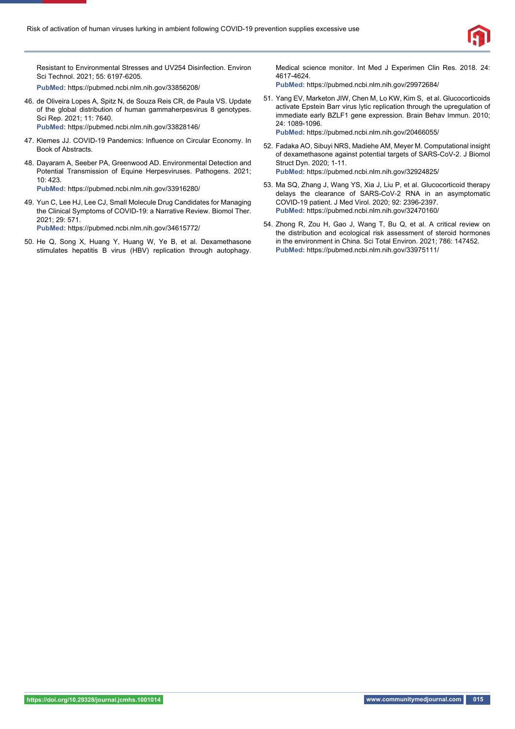Resistant to Environmental Stresses and UV254 Disinfection. Environ Sci Technol. 2021; 55: 6197-6205.
**PubMed:** https://pubmed.ncbi.nlm.nih.gov/33856208/

46. de Oliveira Lopes A, Spitz N, de Souza Reis CR, de Paula VS. Update of the global distribution of human gammaherpesvirus 8 genotypes. Sci Rep. 2021; 11: 7640.
**PubMed:** https://pubmed.ncbi.nlm.nih.gov/33828146/

47. Klemes JJ. COVID-19 Pandemics: Influence on Circular Economy. In Book of Abstracts.

48. Dayaram A, Seeber PA, Greenwood AD. Environmental Detection and Potential Transmission of Equine Herpesviruses. Pathogens. 2021; 10: 423.
**PubMed:** https://pubmed.ncbi.nlm.nih.gov/33916280/

49. Yun C, Lee HJ, Lee CJ, Small Molecule Drug Candidates for Managing the Clinical Symptoms of COVID-19: a Narrative Review. Biomol Ther. 2021; 29: 571.
**PubMed:** https://pubmed.ncbi.nlm.nih.gov/34615772/

50. He Q, Song X, Huang Y, Huang W, Ye B, et al. Dexamethasone stimulates hepatitis B virus (HBV) replication through autophagy. Medical science monitor. Int Med J Experimen Clin Res. 2018. 24: 4617-4624.
**PubMed:** https://pubmed.ncbi.nlm.nih.gov/29972684/

51. Yang EV, Marketon JIW, Chen M, Lo KW, Kim S, et al. Glucocorticoids activate Epstein Barr virus lytic replication through the upregulation of immediate early BZLF1 gene expression. Brain Behav Immun. 2010; 24: 1089-1096.
**PubMed:** https://pubmed.ncbi.nlm.nih.gov/20466055/

52. Fadaka AO, Sibuyi NRS, Madiehe AM, Meyer M. Computational insight of dexamethasone against potential targets of SARS-CoV-2. J Biomol Struct Dyn. 2020; 1-11.
**PubMed:** https://pubmed.ncbi.nlm.nih.gov/32924825/

53. Ma SQ, Zhang J, Wang YS, Xia J, Liu P, et al. Glucocorticoid therapy delays the clearance of SARS-CoV-2 RNA in an asymptomatic COVID-19 patient. J Med Virol. 2020; 92: 2396-2397.
**PubMed:** https://pubmed.ncbi.nlm.nih.gov/32470160/

54. Zhong R, Zou H, Gao J, Wang T, Bu Q, et al. A critical review on the distribution and ecological risk assessment of steroid hormones in the environment in China. Sci Total Environ. 2021; 786: 147452.
**PubMed:** https://pubmed.ncbi.nlm.nih.gov/33975111/